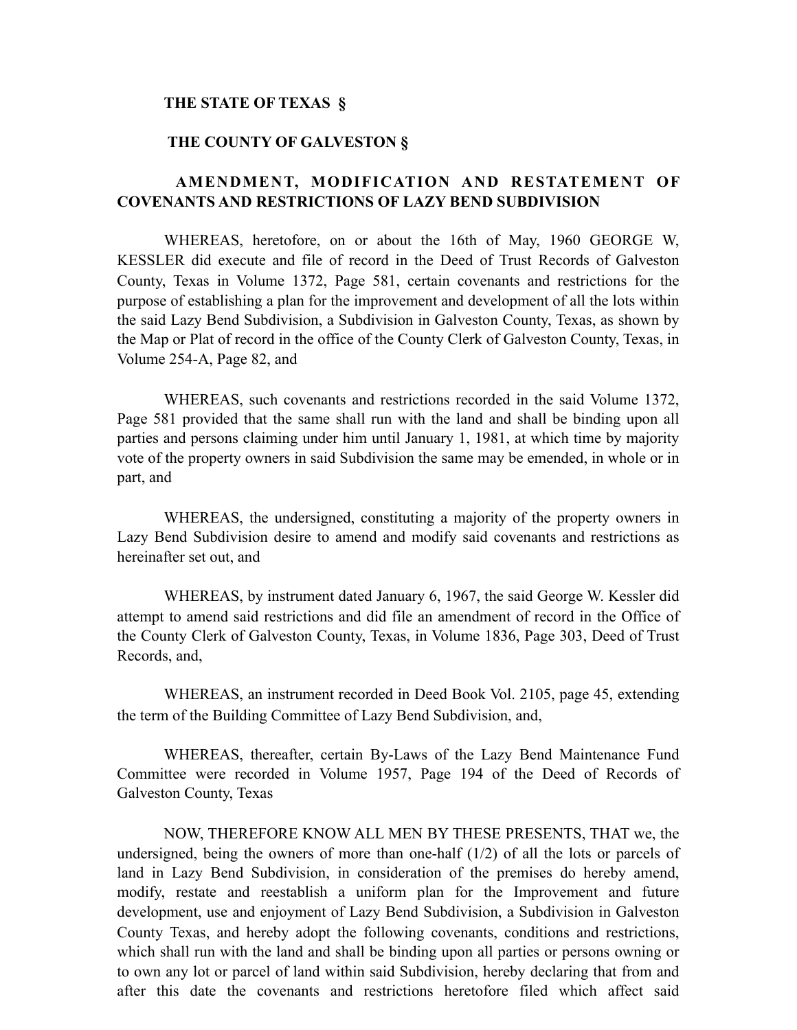**THE STATE OF TEXAS §**

**THE COUNTY OF GALVESTON §**

**AMENDMENT, MODIFICATION AND RESTATEMENT OF COVENANTS AND RESTRICTIONS OF LAZY BEND SUBDIVISION**

WHEREAS, heretofore, on or about the 16th of May, 1960 GEORGE W, KESSLER did execute and file of record in the Deed of Trust Records of Galveston County, Texas in Volume 1372, Page 581, certain covenants and restrictions for the purpose of establishing a plan for the improvement and development of all the lots within the said Lazy Bend Subdivision, a Subdivision in Galveston County, Texas, as shown by the Map or Plat of record in the office of the County Clerk of Galveston County, Texas, in Volume 254-A, Page 82, and

WHEREAS, such covenants and restrictions recorded in the said Volume 1372, Page 581 provided that the same shall run with the land and shall be binding upon all parties and persons claiming under him until January 1, 1981, at which time by majority vote of the property owners in said Subdivision the same may be emended, in whole or in part, and

WHEREAS, the undersigned, constituting a majority of the property owners in Lazy Bend Subdivision desire to amend and modify said covenants and restrictions as hereinafter set out, and

WHEREAS, by instrument dated January 6, 1967, the said George W. Kessler did attempt to amend said restrictions and did file an amendment of record in the Office of the County Clerk of Galveston County, Texas, in Volume 1836, Page 303, Deed of Trust Records, and,

WHEREAS, an instrument recorded in Deed Book Vol. 2105, page 45, extending the term of the Building Committee of Lazy Bend Subdivision, and,

WHEREAS, thereafter, certain By-Laws of the Lazy Bend Maintenance Fund Committee were recorded in Volume 1957, Page 194 of the Deed of Records of Galveston County, Texas

NOW, THEREFORE KNOW ALL MEN BY THESE PRESENTS, THAT we, the undersigned, being the owners of more than one-half (1/2) of all the lots or parcels of land in Lazy Bend Subdivision, in consideration of the premises do hereby amend, modify, restate and reestablish a uniform plan for the Improvement and future development, use and enjoyment of Lazy Bend Subdivision, a Subdivision in Galveston County Texas, and hereby adopt the following covenants, conditions and restrictions, which shall run with the land and shall be binding upon all parties or persons owning or to own any lot or parcel of land within said Subdivision, hereby declaring that from and after this date the covenants and restrictions heretofore filed which affect said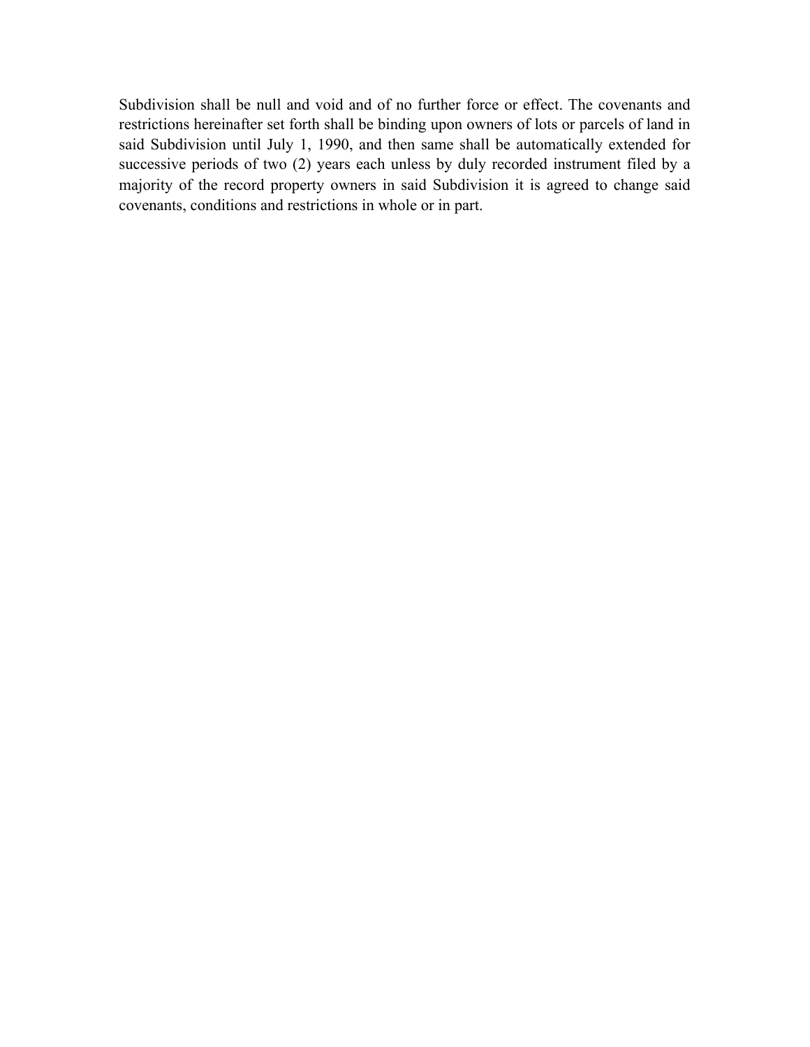Subdivision shall be null and void and of no further force or effect. The covenants and restrictions hereinafter set forth shall be binding upon owners of lots or parcels of land in said Subdivision until July 1, 1990, and then same shall be automatically extended for successive periods of two (2) years each unless by duly recorded instrument filed by a majority of the record property owners in said Subdivision it is agreed to change said covenants, conditions and restrictions in whole or in part.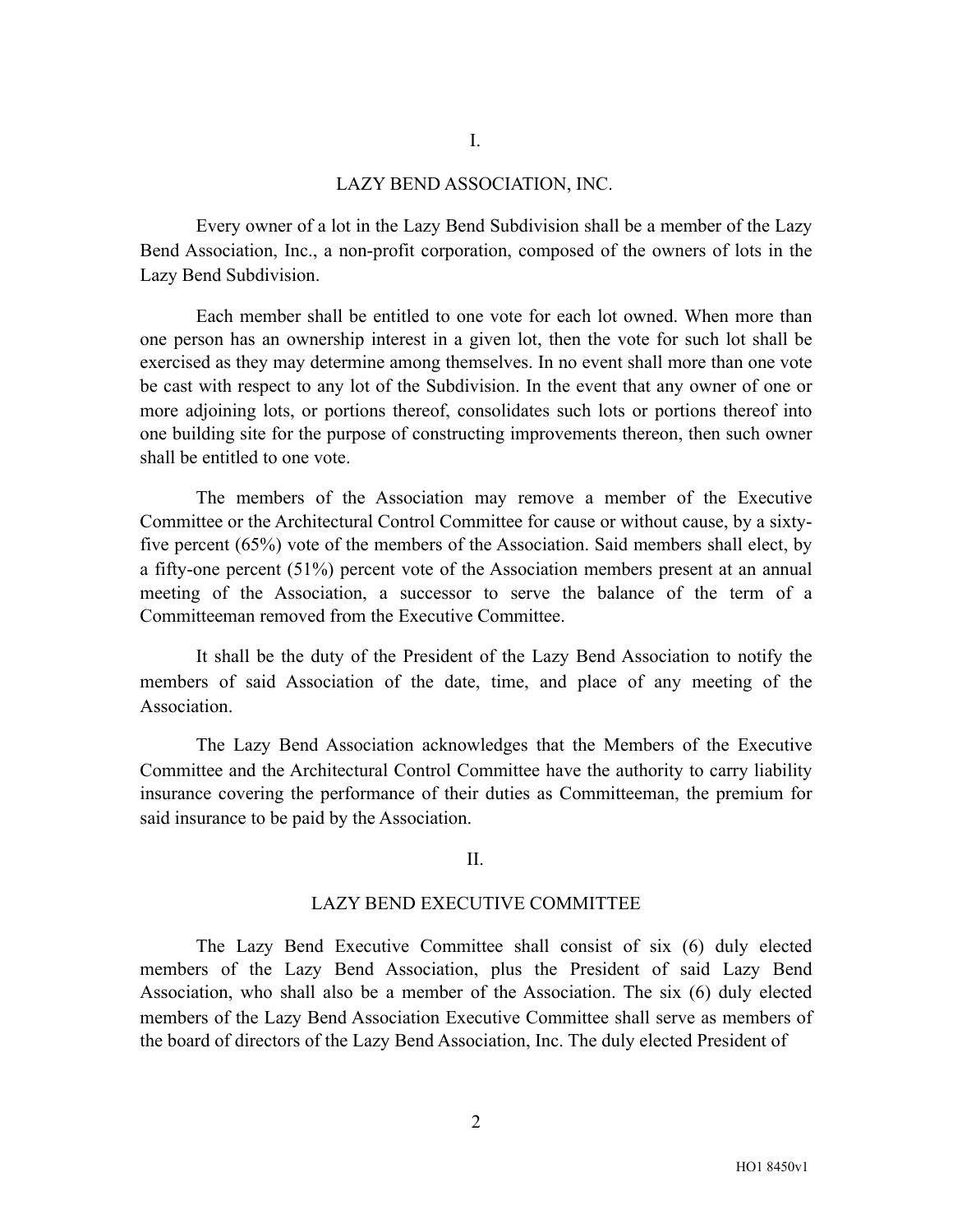## I.

## LAZY BEND ASSOCIATION, INC.

Every owner of a lot in the Lazy Bend Subdivision shall be a member of the Lazy Bend Association, Inc., a non-profit corporation, composed of the owners of lots in the Lazy Bend Subdivision.

Each member shall be entitled to one vote for each lot owned. When more than one person has an ownership interest in a given lot, then the vote for such lot shall be exercised as they may determine among themselves. In no event shall more than one vote be cast with respect to any lot of the Subdivision. In the event that any owner of one or more adjoining lots, or portions thereof, consolidates such lots or portions thereof into one building site for the purpose of constructing improvements thereon, then such owner shall be entitled to one vote.

The members of the Association may remove a member of the Executive Committee or the Architectural Control Committee for cause or without cause, by a sixty-five percent (65%) vote of the members of the Association. Said members shall elect, by a fifty-one percent (51%) percent vote of the Association members present at an annual meeting of the Association, a successor to serve the balance of the term of a Committeeman removed from the Executive Committee.

It shall be the duty of the President of the Lazy Bend Association to notify the members of said Association of the date, time, and place of any meeting of the Association.

The Lazy Bend Association acknowledges that the Members of the Executive Committee and the Architectural Control Committee have the authority to carry liability insurance covering the performance of their duties as Committeeman, the premium for said insurance to be paid by the Association.

## II.

## LAZY BEND EXECUTIVE COMMITTEE

The Lazy Bend Executive Committee shall consist of six (6) duly elected members of the Lazy Bend Association, plus the President of said Lazy Bend Association, who shall also be a member of the Association. The six (6) duly elected members of the Lazy Bend Association Executive Committee shall serve as members of the board of directors of the Lazy Bend Association, Inc. The duly elected President of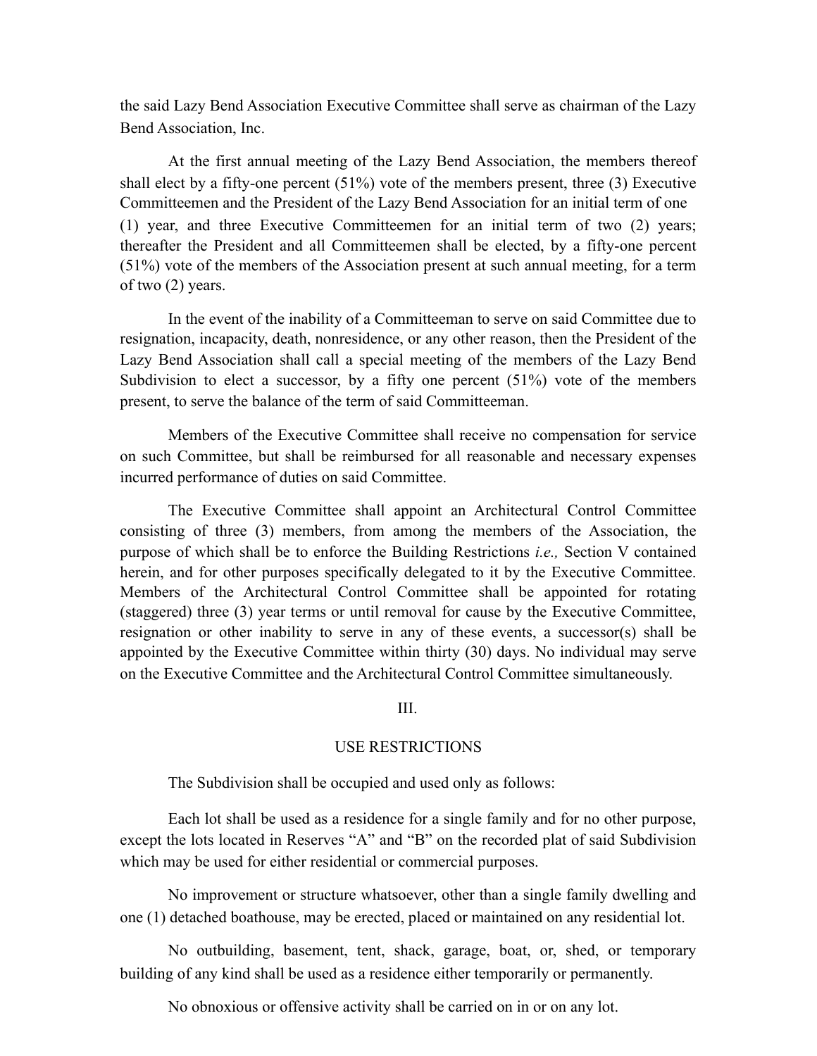the said Lazy Bend Association Executive Committee shall serve as chairman of the Lazy Bend Association, Inc.

At the first annual meeting of the Lazy Bend Association, the members thereof shall elect by a fifty-one percent (51%) vote of the members present, three (3) Executive Committeemen and the President of the Lazy Bend Association for an initial term of one (1) year, and three Executive Committeemen for an initial term of two (2) years; thereafter the President and all Committeemen shall be elected, by a fifty-one percent (51%) vote of the members of the Association present at such annual meeting, for a term of two (2) years.

In the event of the inability of a Committeeman to serve on said Committee due to resignation, incapacity, death, nonresidence, or any other reason, then the President of the Lazy Bend Association shall call a special meeting of the members of the Lazy Bend Subdivision to elect a successor, by a fifty one percent (51%) vote of the members present, to serve the balance of the term of said Committeeman.

Members of the Executive Committee shall receive no compensation for service on such Committee, but shall be reimbursed for all reasonable and necessary expenses incurred performance of duties on said Committee.

The Executive Committee shall appoint an Architectural Control Committee consisting of three (3) members, from among the members of the Association, the purpose of which shall be to enforce the Building Restrictions *i.e.,* Section V contained herein, and for other purposes specifically delegated to it by the Executive Committee. Members of the Architectural Control Committee shall be appointed for rotating (staggered) three (3) year terms or until removal for cause by the Executive Committee, resignation or other inability to serve in any of these events, a successor(s) shall be appointed by the Executive Committee within thirty (30) days. No individual may serve on the Executive Committee and the Architectural Control Committee simultaneously.

## III.

## USE RESTRICTIONS

The Subdivision shall be occupied and used only as follows:

Each lot shall be used as a residence for a single family and for no other purpose, except the lots located in Reserves "A" and "B" on the recorded plat of said Subdivision which may be used for either residential or commercial purposes.

No improvement or structure whatsoever, other than a single family dwelling and one (1) detached boathouse, may be erected, placed or maintained on any residential lot.

No outbuilding, basement, tent, shack, garage, boat, or, shed, or temporary building of any kind shall be used as a residence either temporarily or permanently.

No obnoxious or offensive activity shall be carried on in or on any lot.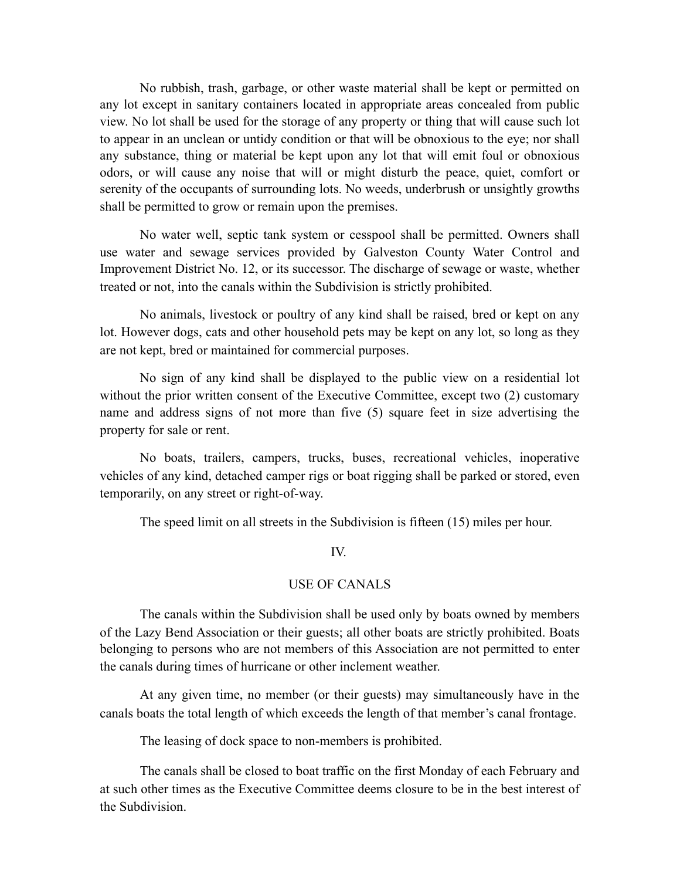No rubbish, trash, garbage, or other waste material shall be kept or permitted on any lot except in sanitary containers located in appropriate areas concealed from public view. No lot shall be used for the storage of any property or thing that will cause such lot to appear in an unclean or untidy condition or that will be obnoxious to the eye; nor shall any substance, thing or material be kept upon any lot that will emit foul or obnoxious odors, or will cause any noise that will or might disturb the peace, quiet, comfort or serenity of the occupants of surrounding lots. No weeds, underbrush or unsightly growths shall be permitted to grow or remain upon the premises.

No water well, septic tank system or cesspool shall be permitted. Owners shall use water and sewage services provided by Galveston County Water Control and Improvement District No. 12, or its successor. The discharge of sewage or waste, whether treated or not, into the canals within the Subdivision is strictly prohibited.

No animals, livestock or poultry of any kind shall be raised, bred or kept on any lot. However dogs, cats and other household pets may be kept on any lot, so long as they are not kept, bred or maintained for commercial purposes.

No sign of any kind shall be displayed to the public view on a residential lot without the prior written consent of the Executive Committee, except two (2) customary name and address signs of not more than five (5) square feet in size advertising the property for sale or rent.

No boats, trailers, campers, trucks, buses, recreational vehicles, inoperative vehicles of any kind, detached camper rigs or boat rigging shall be parked or stored, even temporarily, on any street or right-of-way.

The speed limit on all streets in the Subdivision is fifteen (15) miles per hour.

## IV.

## USE OF CANALS

The canals within the Subdivision shall be used only by boats owned by members of the Lazy Bend Association or their guests; all other boats are strictly prohibited. Boats belonging to persons who are not members of this Association are not permitted to enter the canals during times of hurricane or other inclement weather.

At any given time, no member (or their guests) may simultaneously have in the canals boats the total length of which exceeds the length of that member's canal frontage.

The leasing of dock space to non-members is prohibited.

The canals shall be closed to boat traffic on the first Monday of each February and at such other times as the Executive Committee deems closure to be in the best interest of the Subdivision.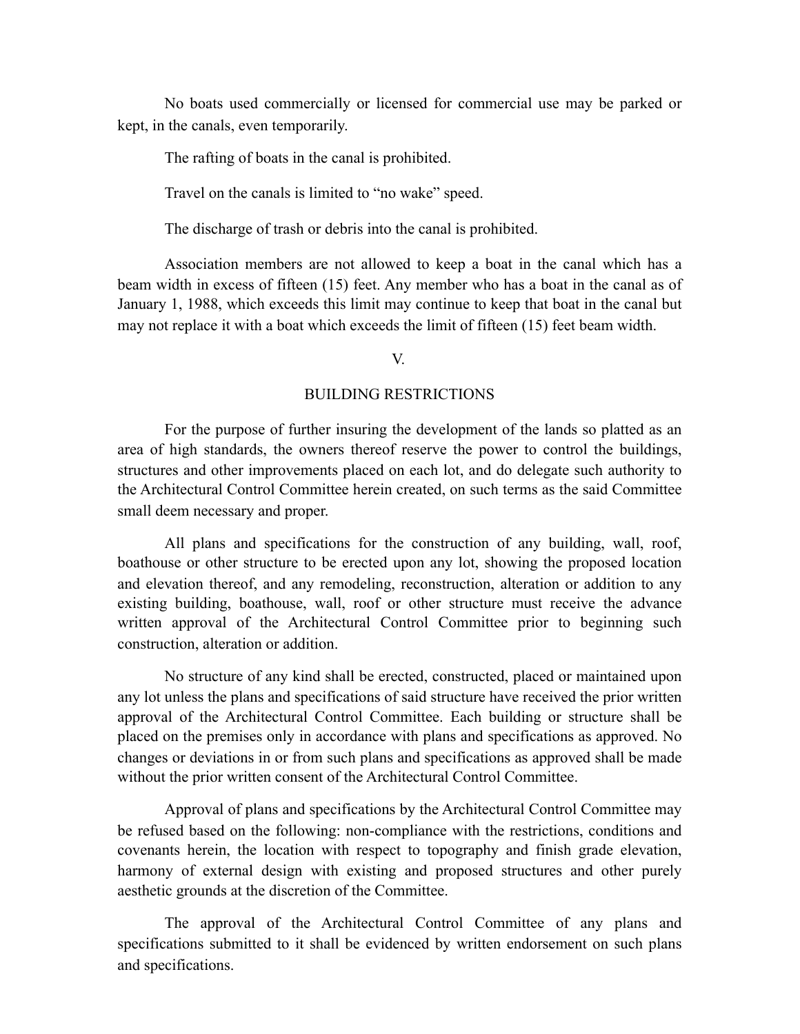No boats used commercially or licensed for commercial use may be parked or kept, in the canals, even temporarily.

The rafting of boats in the canal is prohibited.

Travel on the canals is limited to “no wake” speed.

The discharge of trash or debris into the canal is prohibited.

Association members are not allowed to keep a boat in the canal which has a beam width in excess of fifteen (15) feet. Any member who has a boat in the canal as of January 1, 1988, which exceeds this limit may continue to keep that boat in the canal but may not replace it with a boat which exceeds the limit of fifteen (15) feet beam width.

## V.

## BUILDING RESTRICTIONS

For the purpose of further insuring the development of the lands so platted as an area of high standards, the owners thereof reserve the power to control the buildings, structures and other improvements placed on each lot, and do delegate such authority to the Architectural Control Committee herein created, on such terms as the said Committee small deem necessary and proper.

All plans and specifications for the construction of any building, wall, roof, boathouse or other structure to be erected upon any lot, showing the proposed location and elevation thereof, and any remodeling, reconstruction, alteration or addition to any existing building, boathouse, wall, roof or other structure must receive the advance written approval of the Architectural Control Committee prior to beginning such construction, alteration or addition.

No structure of any kind shall be erected, constructed, placed or maintained upon any lot unless the plans and specifications of said structure have received the prior written approval of the Architectural Control Committee. Each building or structure shall be placed on the premises only in accordance with plans and specifications as approved. No changes or deviations in or from such plans and specifications as approved shall be made without the prior written consent of the Architectural Control Committee.

Approval of plans and specifications by the Architectural Control Committee may be refused based on the following: non-compliance with the restrictions, conditions and covenants herein, the location with respect to topography and finish grade elevation, harmony of external design with existing and proposed structures and other purely aesthetic grounds at the discretion of the Committee.

The approval of the Architectural Control Committee of any plans and specifications submitted to it shall be evidenced by written endorsement on such plans and specifications.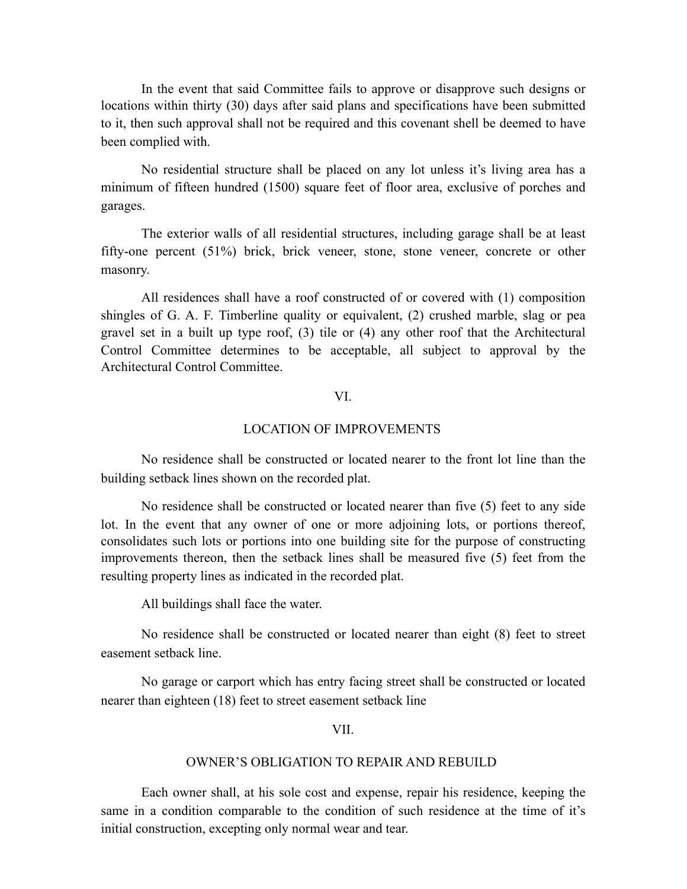In the event that said Committee fails to approve or disapprove such designs or locations within thirty (30) days after said plans and specifications have been submitted to it, then such approval shall not be required and this covenant shell be deemed to have been complied with.

No residential structure shall be placed on any lot unless it's living area has a minimum of fifteen hundred (1500) square feet of floor area, exclusive of porches and garages.

The exterior walls of all residential structures, including garage shall be at least fifty-one percent (51%) brick, brick veneer, stone, stone veneer, concrete or other masonry.

All residences shall have a roof constructed of or covered with (1) composition shingles of G. A. F. Timberline quality or equivalent, (2) crushed marble, slag or pea gravel set in a built up type roof, (3) tile or (4) any other roof that the Architectural Control Committee determines to be acceptable, all subject to approval by the Architectural Control Committee.

## VI.

## LOCATION OF IMPROVEMENTS

No residence shall be constructed or located nearer to the front lot line than the building setback lines shown on the recorded plat.

No residence shall be constructed or located nearer than five (5) feet to any side lot. In the event that any owner of one or more adjoining lots, or portions thereof, consolidates such lots or portions into one building site for the purpose of constructing improvements thereon, then the setback lines shall be measured five (5) feet from the resulting property lines as indicated in the recorded plat.

All buildings shall face the water.

No residence shall be constructed or located nearer than eight (8) feet to street easement setback line.

No garage or carport which has entry facing street shall be constructed or located nearer than eighteen (18) feet to street easement setback line

## VII.

## OWNER'S OBLIGATION TO REPAIR AND REBUILD

Each owner shall, at his sole cost and expense, repair his residence, keeping the same in a condition comparable to the condition of such residence at the time of it's initial construction, excepting only normal wear and tear.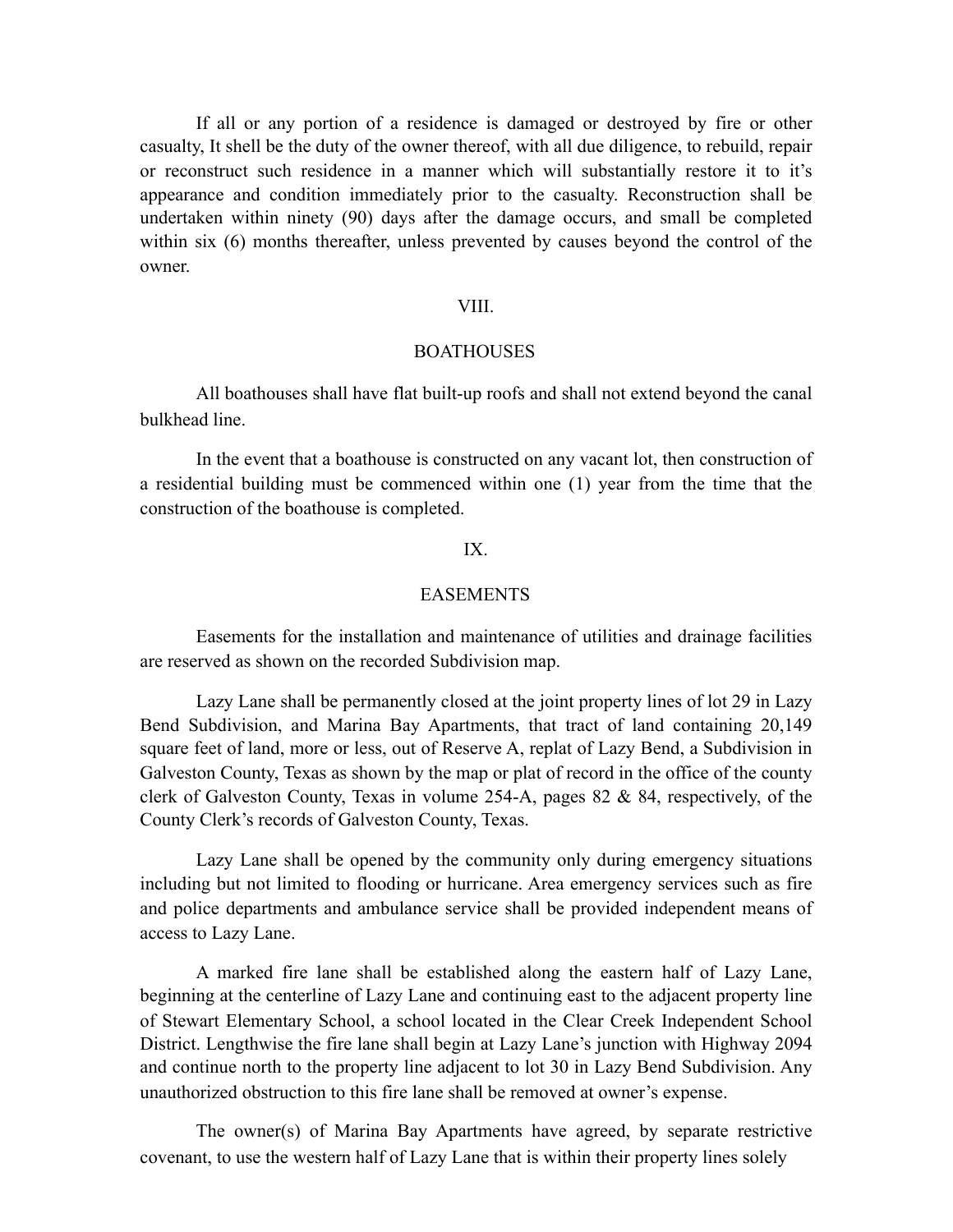If all or any portion of a residence is damaged or destroyed by fire or other casualty, It shell be the duty of the owner thereof, with all due diligence, to rebuild, repair or reconstruct such residence in a manner which will substantially restore it to it's appearance and condition immediately prior to the casualty. Reconstruction shall be undertaken within ninety (90) days after the damage occurs, and small be completed within six (6) months thereafter, unless prevented by causes beyond the control of the owner.

## VIII.

## BOATHOUSES

All boathouses shall have flat built-up roofs and shall not extend beyond the canal bulkhead line.

In the event that a boathouse is constructed on any vacant lot, then construction of a residential building must be commenced within one (1) year from the time that the construction of the boathouse is completed.

## IX.

## EASEMENTS

Easements for the installation and maintenance of utilities and drainage facilities are reserved as shown on the recorded Subdivision map.

Lazy Lane shall be permanently closed at the joint property lines of lot 29 in Lazy Bend Subdivision, and Marina Bay Apartments, that tract of land containing 20,149 square feet of land, more or less, out of Reserve A, replat of Lazy Bend, a Subdivision in Galveston County, Texas as shown by the map or plat of record in the office of the county clerk of Galveston County, Texas in volume 254-A, pages 82 & 84, respectively, of the County Clerk's records of Galveston County, Texas.

Lazy Lane shall be opened by the community only during emergency situations including but not limited to flooding or hurricane. Area emergency services such as fire and police departments and ambulance service shall be provided independent means of access to Lazy Lane.

A marked fire lane shall be established along the eastern half of Lazy Lane, beginning at the centerline of Lazy Lane and continuing east to the adjacent property line of Stewart Elementary School, a school located in the Clear Creek Independent School District. Lengthwise the fire lane shall begin at Lazy Lane's junction with Highway 2094 and continue north to the property line adjacent to lot 30 in Lazy Bend Subdivision. Any unauthorized obstruction to this fire lane shall be removed at owner's expense.

The owner(s) of Marina Bay Apartments have agreed, by separate restrictive covenant, to use the western half of Lazy Lane that is within their property lines solely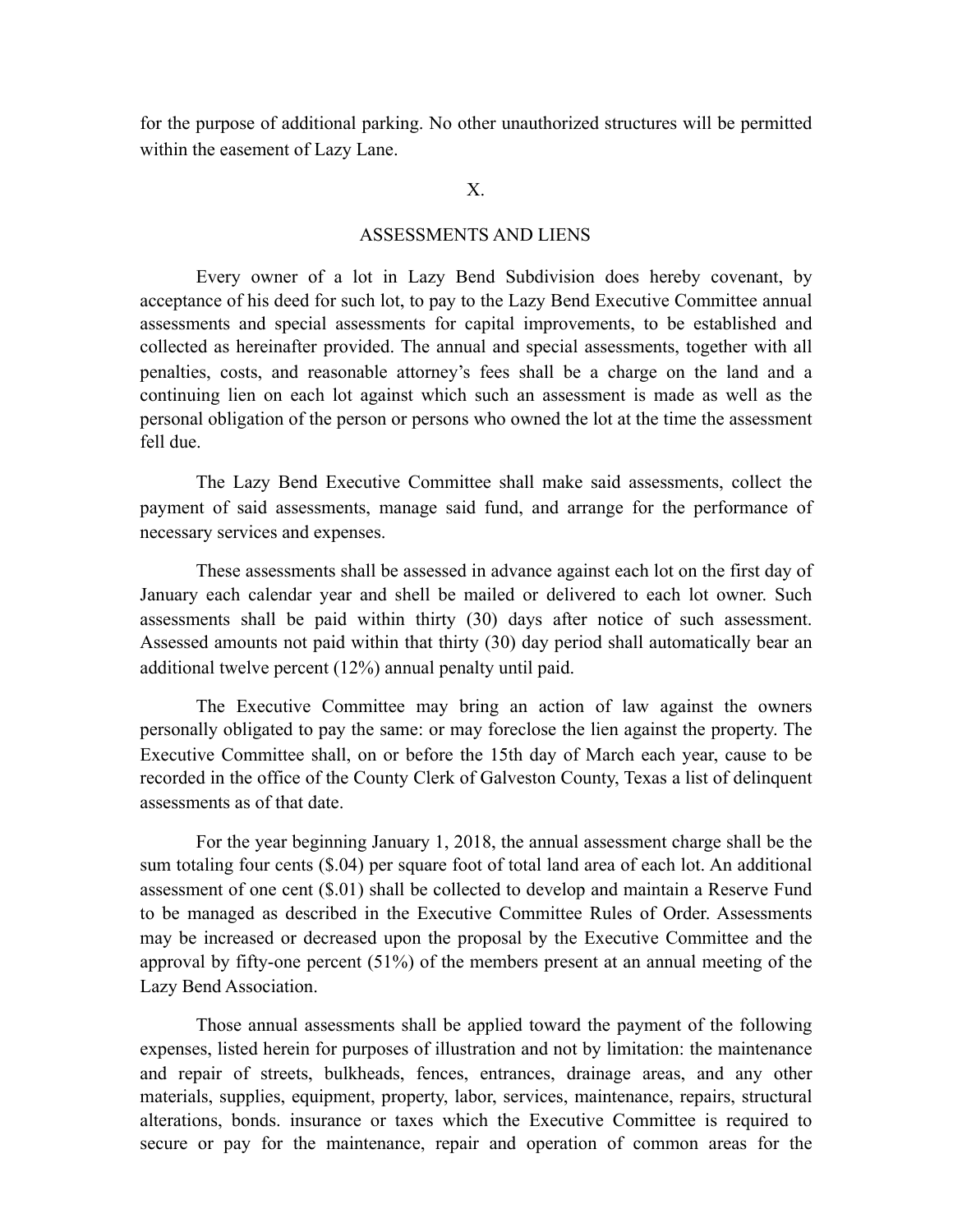for the purpose of additional parking. No other unauthorized structures will be permitted within the easement of Lazy Lane.

## X.

## ASSESSMENTS AND LIENS

Every owner of a lot in Lazy Bend Subdivision does hereby covenant, by acceptance of his deed for such lot, to pay to the Lazy Bend Executive Committee annual assessments and special assessments for capital improvements, to be established and collected as hereinafter provided. The annual and special assessments, together with all penalties, costs, and reasonable attorney's fees shall be a charge on the land and a continuing lien on each lot against which such an assessment is made as well as the personal obligation of the person or persons who owned the lot at the time the assessment fell due.

The Lazy Bend Executive Committee shall make said assessments, collect the payment of said assessments, manage said fund, and arrange for the performance of necessary services and expenses.

These assessments shall be assessed in advance against each lot on the first day of January each calendar year and shell be mailed or delivered to each lot owner. Such assessments shall be paid within thirty (30) days after notice of such assessment. Assessed amounts not paid within that thirty (30) day period shall automatically bear an additional twelve percent (12%) annual penalty until paid.

The Executive Committee may bring an action of law against the owners personally obligated to pay the same: or may foreclose the lien against the property. The Executive Committee shall, on or before the 15th day of March each year, cause to be recorded in the office of the County Clerk of Galveston County, Texas a list of delinquent assessments as of that date.

For the year beginning January 1, 2018, the annual assessment charge shall be the sum totaling four cents ($.04) per square foot of total land area of each lot. An additional assessment of one cent ($.01) shall be collected to develop and maintain a Reserve Fund to be managed as described in the Executive Committee Rules of Order. Assessments may be increased or decreased upon the proposal by the Executive Committee and the approval by fifty-one percent (51%) of the members present at an annual meeting of the Lazy Bend Association.

Those annual assessments shall be applied toward the payment of the following expenses, listed herein for purposes of illustration and not by limitation: the maintenance and repair of streets, bulkheads, fences, entrances, drainage areas, and any other materials, supplies, equipment, property, labor, services, maintenance, repairs, structural alterations, bonds. insurance or taxes which the Executive Committee is required to secure or pay for the maintenance, repair and operation of common areas for the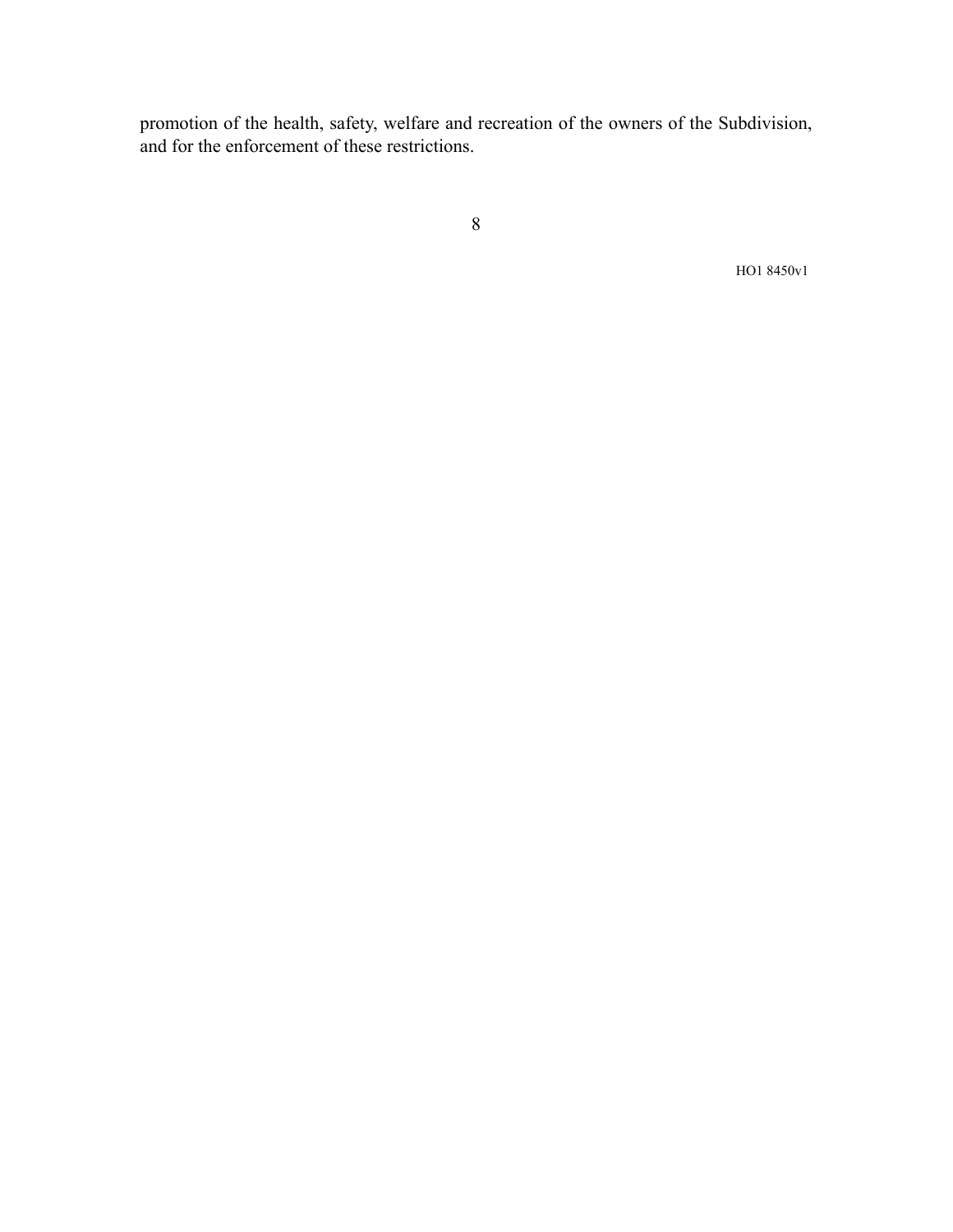promotion of the health, safety, welfare and recreation of the owners of the Subdivision, and for the enforcement of these restrictions.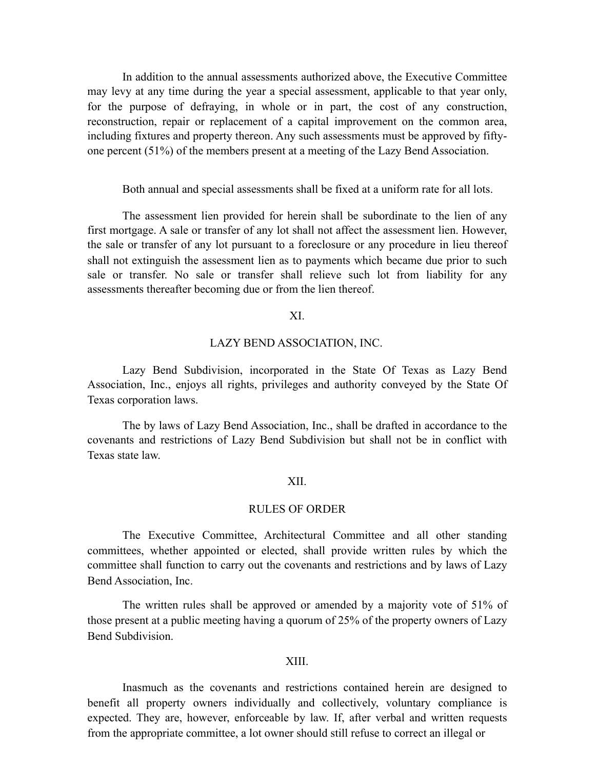In addition to the annual assessments authorized above, the Executive Committee may levy at any time during the year a special assessment, applicable to that year only, for the purpose of defraying, in whole or in part, the cost of any construction, reconstruction, repair or replacement of a capital improvement on the common area, including fixtures and property thereon. Any such assessments must be approved by fifty-one percent (51%) of the members present at a meeting of the Lazy Bend Association.

Both annual and special assessments shall be fixed at a uniform rate for all lots.

The assessment lien provided for herein shall be subordinate to the lien of any first mortgage. A sale or transfer of any lot shall not affect the assessment lien. However, the sale or transfer of any lot pursuant to a foreclosure or any procedure in lieu thereof shall not extinguish the assessment lien as to payments which became due prior to such sale or transfer. No sale or transfer shall relieve such lot from liability for any assessments thereafter becoming due or from the lien thereof.

## XI.

## LAZY BEND ASSOCIATION, INC.

Lazy Bend Subdivision, incorporated in the State Of Texas as Lazy Bend Association, Inc., enjoys all rights, privileges and authority conveyed by the State Of Texas corporation laws.

The by laws of Lazy Bend Association, Inc., shall be drafted in accordance to the covenants and restrictions of Lazy Bend Subdivision but shall not be in conflict with Texas state law.

## XII.

## RULES OF ORDER

The Executive Committee, Architectural Committee and all other standing committees, whether appointed or elected, shall provide written rules by which the committee shall function to carry out the covenants and restrictions and by laws of Lazy Bend Association, Inc.

The written rules shall be approved or amended by a majority vote of 51% of those present at a public meeting having a quorum of 25% of the property owners of Lazy Bend Subdivision.

## XIII.

Inasmuch as the covenants and restrictions contained herein are designed to benefit all property owners individually and collectively, voluntary compliance is expected. They are, however, enforceable by law. If, after verbal and written requests from the appropriate committee, a lot owner should still refuse to correct an illegal or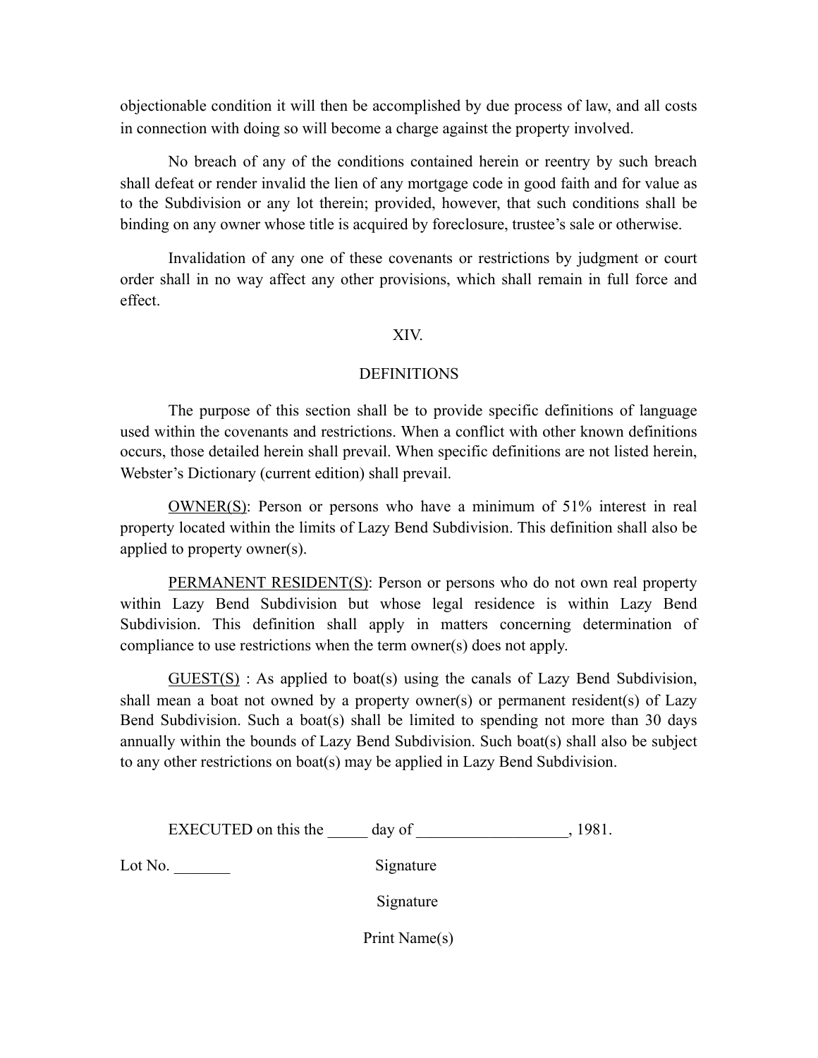objectionable condition it will then be accomplished by due process of law, and all costs in connection with doing so will become a charge against the property involved.

No breach of any of the conditions contained herein or reentry by such breach shall defeat or render invalid the lien of any mortgage code in good faith and for value as to the Subdivision or any lot therein; provided, however, that such conditions shall be binding on any owner whose title is acquired by foreclosure, trustee's sale or otherwise.

Invalidation of any one of these covenants or restrictions by judgment or court order shall in no way affect any other provisions, which shall remain in full force and effect.

## XIV.

## DEFINITIONS

The purpose of this section shall be to provide specific definitions of language used within the covenants and restrictions. When a conflict with other known definitions occurs, those detailed herein shall prevail. When specific definitions are not listed herein, Webster's Dictionary (current edition) shall prevail.

<u>OWNER(S)</u>: Person or persons who have a minimum of 51% interest in real property located within the limits of Lazy Bend Subdivision. This definition shall also be applied to property owner(s).

<u>PERMANENT RESIDENT(S)</u>: Person or persons who do not own real property within Lazy Bend Subdivision but whose legal residence is within Lazy Bend Subdivision. This definition shall apply in matters concerning determination of compliance to use restrictions when the term owner(s) does not apply.

<u>GUEST(S)</u> : As applied to boat(s) using the canals of Lazy Bend Subdivision, shall mean a boat not owned by a property owner(s) or permanent resident(s) of Lazy Bend Subdivision. Such a boat(s) shall be limited to spending not more than 30 days annually within the bounds of Lazy Bend Subdivision. Such boat(s) shall also be subject to any other restrictions on boat(s) may be applied in Lazy Bend Subdivision.

EXECUTED on this the _____ day of __________________, 1981.

Lot No. _______

Signature

Signature

Print Name(s)